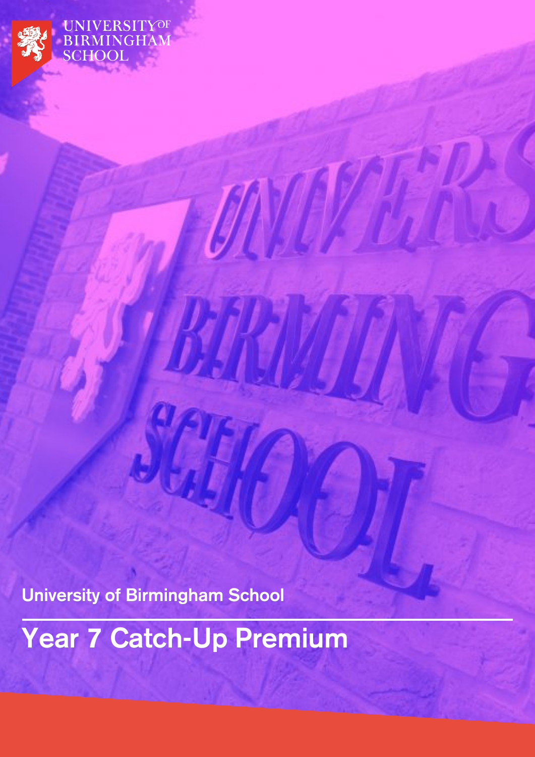UNIVERSITY OF BIRMINGHAM SCHOOL

University of Birmingham School

# Year 7 Catch-Up Premium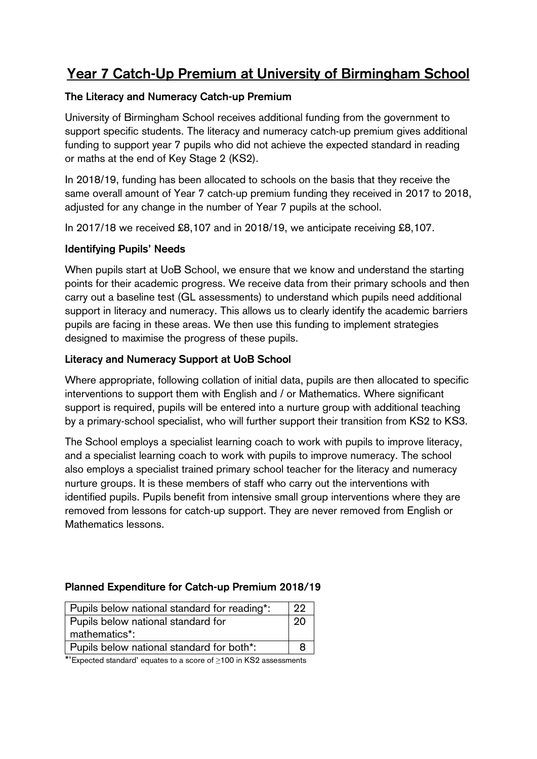# Year 7 Catch-Up Premium at University of Birmingham School

### The Literacy and Numeracy Catch-up Premium

University of Birmingham School receives additional funding from the government to support specific students. The literacy and numeracy catch-up premium gives additional funding to support year 7 pupils who did not achieve the expected standard in reading or maths at the end of Key Stage 2 (KS2).

In 2018/19, funding has been allocated to schools on the basis that they receive the same overall amount of Year 7 catch-up premium funding they received in 2017 to 2018, adjusted for any change in the number of Year 7 pupils at the school.

In 2017/18 we received £8,107 and in 2018/19, we anticipate receiving £8,107.

### Identifying Pupils' Needs

When pupils start at UoB School, we ensure that we know and understand the starting points for their academic progress. We receive data from their primary schools and then carry out a baseline test (GL assessments) to understand which pupils need additional support in literacy and numeracy. This allows us to clearly identify the academic barriers pupils are facing in these areas. We then use this funding to implement strategies designed to maximise the progress of these pupils.

### Literacy and Numeracy Support at UoB School

Where appropriate, following collation of initial data, pupils are then allocated to specific interventions to support them with English and / or Mathematics. Where significant support is required, pupils will be entered into a nurture group with additional teaching by a primary-school specialist, who will further support their transition from KS2 to KS3.

The School employs a specialist learning coach to work with pupils to improve literacy, and a specialist learning coach to work with pupils to improve numeracy. The school also employs a specialist trained primary school teacher for the literacy and numeracy nurture groups. It is these members of staff who carry out the interventions with identified pupils. Pupils benefit from intensive small group interventions where they are removed from lessons for catch-up support. They are never removed from English or Mathematics lessons.

### Planned Expenditure for Catch-up Premium 2018/19

| | |
|---|---|
| Pupils below national standard for reading*: | 22 |
| Pupils below national standard for mathematics*: | 20 |
| Pupils below national standard for both*: | 8 |

*'Expected standard' equates to a score of ≥100 in KS2 assessments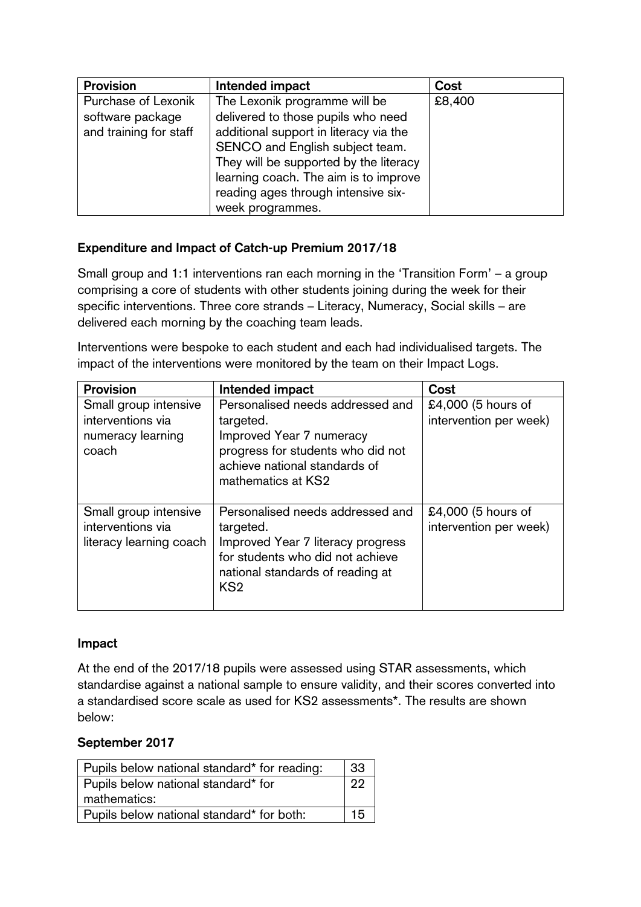| Provision | Intended impact | Cost |
|---|---|---|
| Purchase of Lexonik software package and training for staff | The Lexonik programme will be delivered to those pupils who need additional support in literacy via the SENCO and English subject team. They will be supported by the literacy learning coach. The aim is to improve reading ages through intensive six-week programmes. | £8,400 |

### Expenditure and Impact of Catch-up Premium 2017/18

Small group and 1:1 interventions ran each morning in the 'Transition Form' – a group comprising a core of students with other students joining during the week for their specific interventions. Three core strands – Literacy, Numeracy, Social skills – are delivered each morning by the coaching team leads.

Interventions were bespoke to each student and each had individualised targets. The impact of the interventions were monitored by the team on their Impact Logs.

| Provision | Intended impact | Cost |
|---|---|---|
| Small group intensive interventions via numeracy learning coach | Personalised needs addressed and targeted.<br>Improved Year 7 numeracy progress for students who did not achieve national standards of mathematics at KS2 | £4,000 (5 hours of intervention per week) |
| Small group intensive interventions via literacy learning coach | Personalised needs addressed and targeted.<br>Improved Year 7 literacy progress for students who did not achieve national standards of reading at KS2 | £4,000 (5 hours of intervention per week) |

### Impact

At the end of the 2017/18 pupils were assessed using STAR assessments, which standardise against a national sample to ensure validity, and their scores converted into a standardised score scale as used for KS2 assessments*. The results are shown below:

### September 2017

| | |
|---|---|
| Pupils below national standard* for reading: | 33 |
| Pupils below national standard* for mathematics: | 22 |
| Pupils below national standard* for both: | 15 |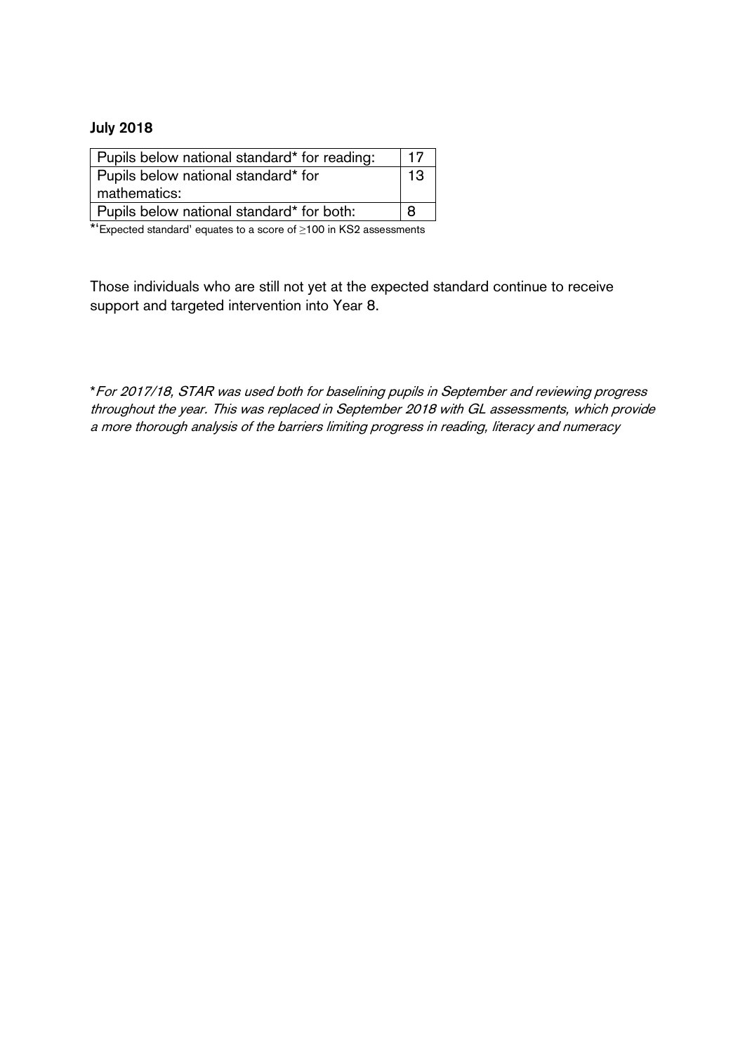**July 2018**

| | |
|---|---|
| Pupils below national standard* for reading: | 17 |
| Pupils below national standard* for mathematics: | 13 |
| Pupils below national standard* for both: | 8 |

*'Expected standard' equates to a score of ≥100 in KS2 assessments

Those individuals who are still not yet at the expected standard continue to receive support and targeted intervention into Year 8.

**For 2017/18, STAR was used both for baselining pupils in September and reviewing progress throughout the year. This was replaced in September 2018 with GL assessments, which provide a more thorough analysis of the barriers limiting progress in reading, literacy and numeracy*